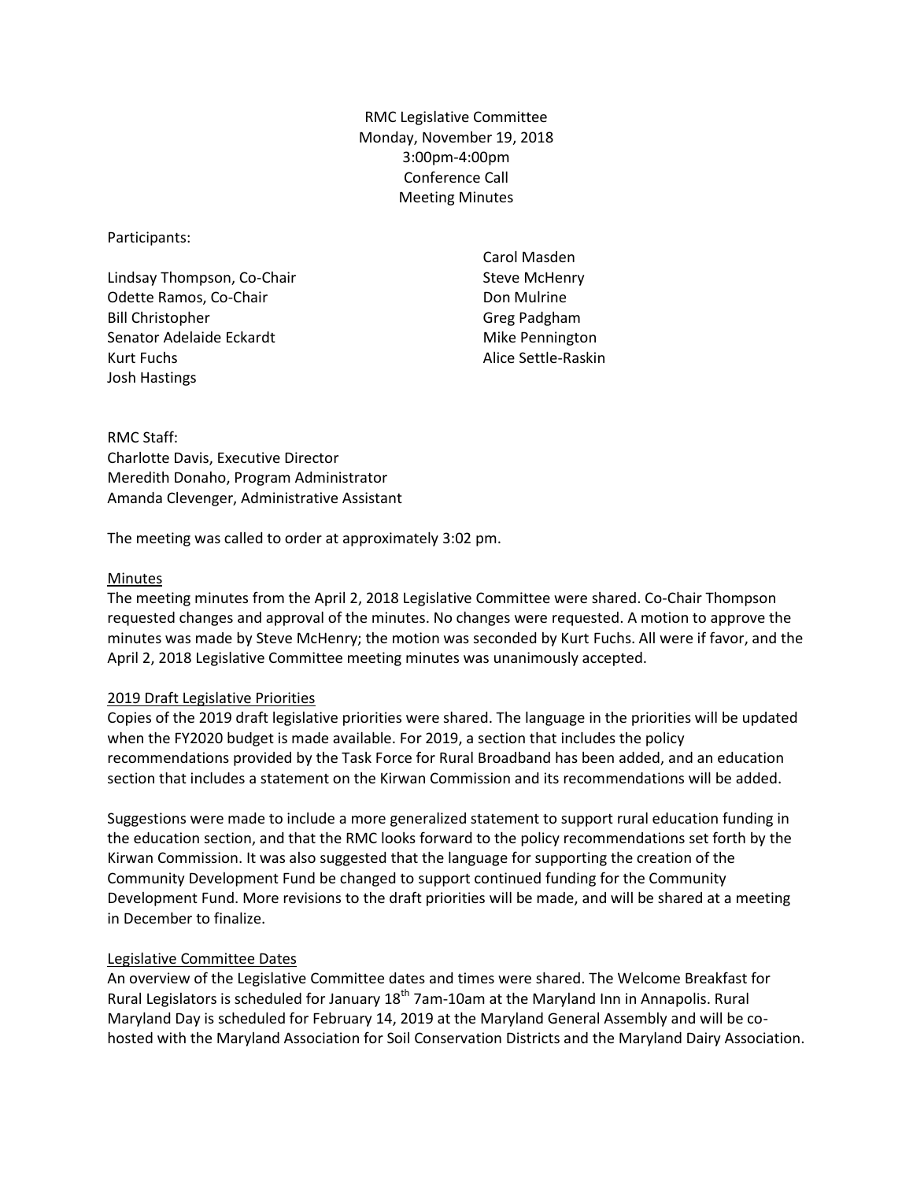RMC Legislative Committee
Monday, November 19, 2018
3:00pm-4:00pm
Conference Call
Meeting Minutes

Participants:

Lindsay Thompson, Co-Chair
Odette Ramos, Co-Chair
Bill Christopher
Senator Adelaide Eckardt
Kurt Fuchs
Josh Hastings
Carol Masden
Steve McHenry
Don Mulrine
Greg Padgham
Mike Pennington
Alice Settle-Raskin

RMC Staff:
Charlotte Davis, Executive Director
Meredith Donaho, Program Administrator
Amanda Clevenger, Administrative Assistant

The meeting was called to order at approximately 3:02 pm.

Minutes

The meeting minutes from the April 2, 2018 Legislative Committee were shared. Co-Chair Thompson requested changes and approval of the minutes. No changes were requested. A motion to approve the minutes was made by Steve McHenry; the motion was seconded by Kurt Fuchs. All were if favor, and the April 2, 2018 Legislative Committee meeting minutes was unanimously accepted.

2019 Draft Legislative Priorities

Copies of the 2019 draft legislative priorities were shared. The language in the priorities will be updated when the FY2020 budget is made available. For 2019, a section that includes the policy recommendations provided by the Task Force for Rural Broadband has been added, and an education section that includes a statement on the Kirwan Commission and its recommendations will be added.

Suggestions were made to include a more generalized statement to support rural education funding in the education section, and that the RMC looks forward to the policy recommendations set forth by the Kirwan Commission. It was also suggested that the language for supporting the creation of the Community Development Fund be changed to support continued funding for the Community Development Fund. More revisions to the draft priorities will be made, and will be shared at a meeting in December to finalize.

Legislative Committee Dates

An overview of the Legislative Committee dates and times were shared. The Welcome Breakfast for Rural Legislators is scheduled for January 18th 7am-10am at the Maryland Inn in Annapolis. Rural Maryland Day is scheduled for February 14, 2019 at the Maryland General Assembly and will be co-hosted with the Maryland Association for Soil Conservation Districts and the Maryland Dairy Association.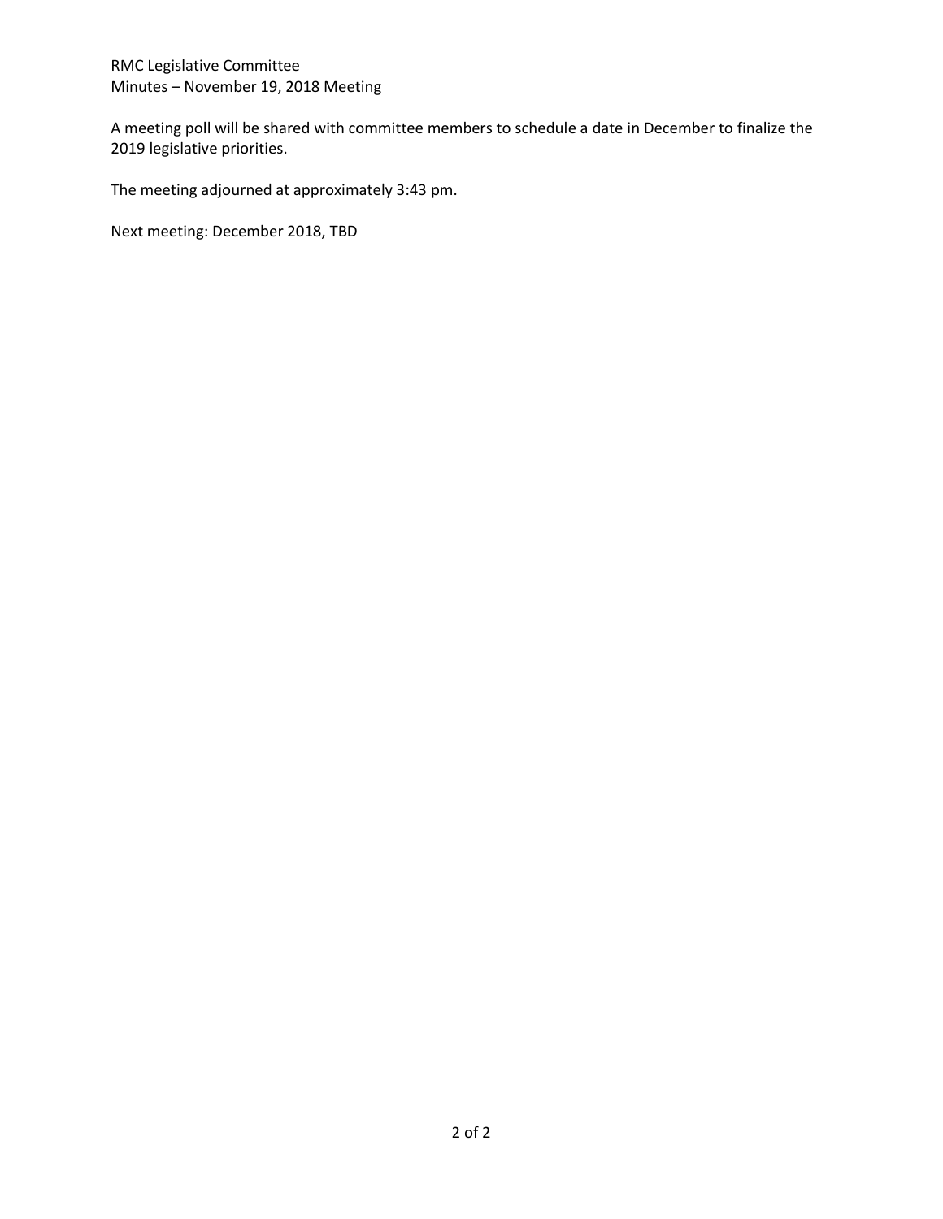A meeting poll will be shared with committee members to schedule a date in December to finalize the 2019 legislative priorities.

The meeting adjourned at approximately 3:43 pm.

Next meeting: December 2018, TBD